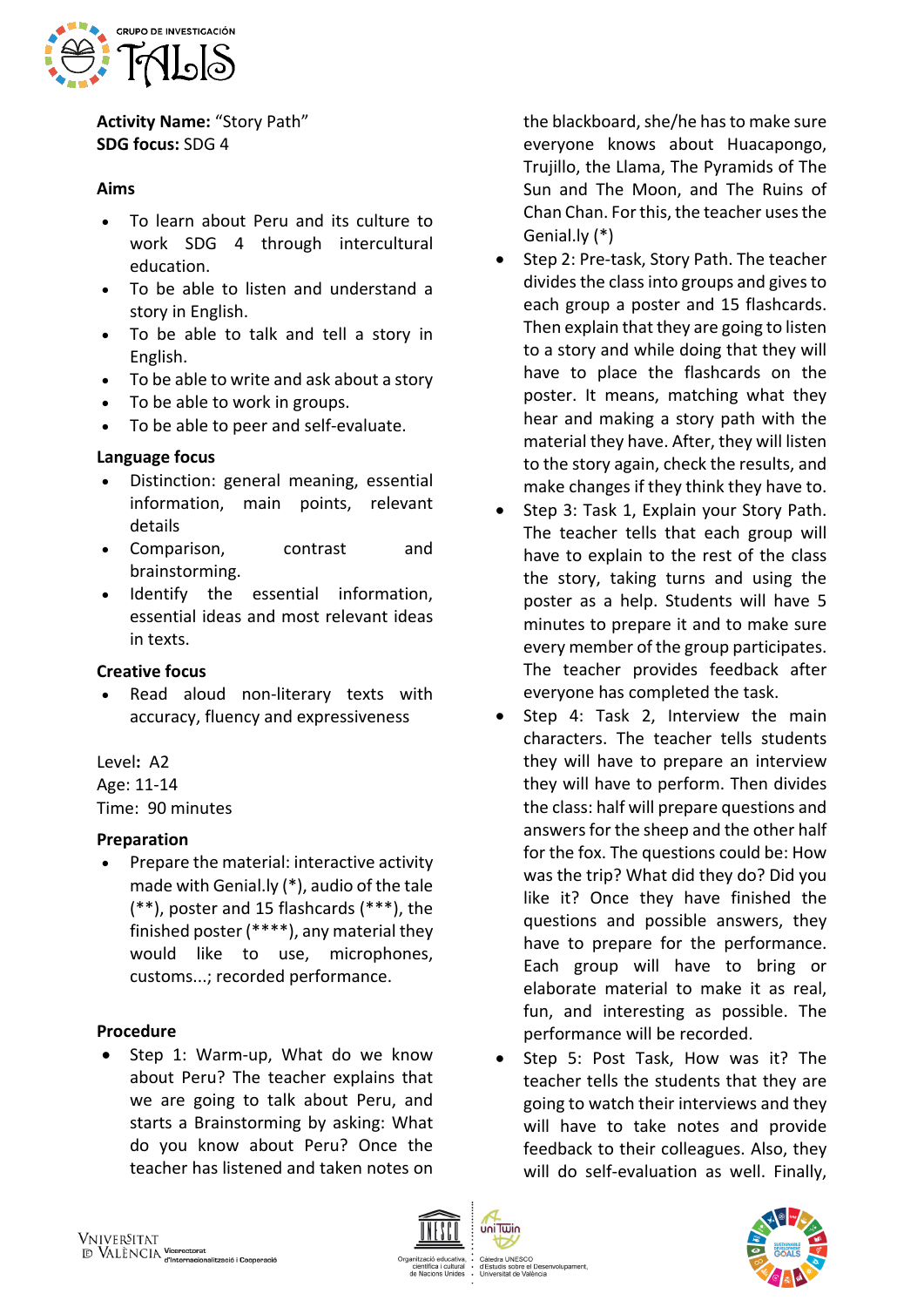**Activity Name:** "Story Path"
**SDG focus:** SDG 4

**Aims**

- To learn about Peru and its culture to work SDG 4 through intercultural education.
- To be able to listen and understand a story in English.
- To be able to talk and tell a story in English.
- To be able to write and ask about a story
- To be able to work in groups.
- To be able to peer and self-evaluate.

**Language focus**

- Distinction: general meaning, essential information, main points, relevant details
- Comparison, contrast and brainstorming.
- Identify the essential information, essential ideas and most relevant ideas in texts.

**Creative focus**

- Read aloud non-literary texts with accuracy, fluency and expressiveness

Level**:** A2
Age: 11-14
Time: 90 minutes

**Preparation**

- Prepare the material: interactive activity made with Genial.ly (*), audio of the tale (**), poster and 15 flashcards (***), the finished poster (****), any material they would like to use, microphones, customs...; recorded performance.

**Procedure**

- Step 1: Warm-up, What do we know about Peru? The teacher explains that we are going to talk about Peru, and starts a Brainstorming by asking: What do you know about Peru? Once the teacher has listened and taken notes on the blackboard, she/he has to make sure everyone knows about Huacapongo, Trujillo, the Llama, The Pyramids of The Sun and The Moon, and The Ruins of Chan Chan. For this, the teacher uses the Genial.ly (*)
- Step 2: Pre-task, Story Path. The teacher divides the class into groups and gives to each group a poster and 15 flashcards. Then explain that they are going to listen to a story and while doing that they will have to place the flashcards on the poster. It means, matching what they hear and making a story path with the material they have. After, they will listen to the story again, check the results, and make changes if they think they have to.
- Step 3: Task 1, Explain your Story Path. The teacher tells that each group will have to explain to the rest of the class the story, taking turns and using the poster as a help. Students will have 5 minutes to prepare it and to make sure every member of the group participates. The teacher provides feedback after everyone has completed the task.
- Step 4: Task 2, Interview the main characters. The teacher tells students they will have to prepare an interview they will have to perform. Then divides the class: half will prepare questions and answers for the sheep and the other half for the fox. The questions could be: How was the trip? What did they do? Did you like it? Once they have finished the questions and possible answers, they have to prepare for the performance. Each group will have to bring or elaborate material to make it as real, fun, and interesting as possible. The performance will be recorded.
- Step 5: Post Task, How was it? The teacher tells the students that they are going to watch their interviews and they will have to take notes and provide feedback to their colleagues. Also, they will do self-evaluation as well. Finally,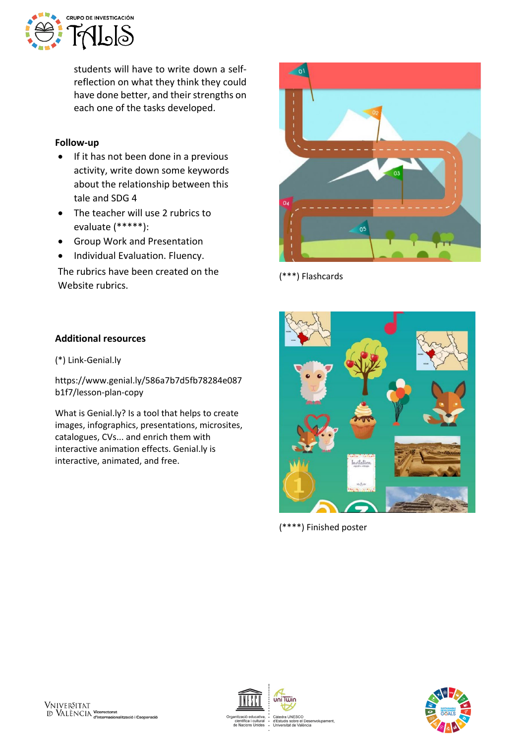students will have to write down a self-reflection on what they think they could have done better, and their strengths on each one of the tasks developed.

**Follow-up**

- If it has not been done in a previous activity, write down some keywords about the relationship between this tale and SDG 4
- The teacher will use 2 rubrics to evaluate (*****):
- Group Work and Presentation
- Individual Evaluation. Fluency.

The rubrics have been created on the Website rubrics.

**Additional resources**

(*) Link-Genial.ly

https://www.genial.ly/586a7b7d5fb78284e087b1f7/lesson-plan-copy

What is Genial.ly? Is a tool that helps to create images, infographics, presentations, microsites, catalogues, CVs... and enrich them with interactive animation effects. Genial.ly is interactive, animated, and free.

(***) Flashcards

(****) Finished poster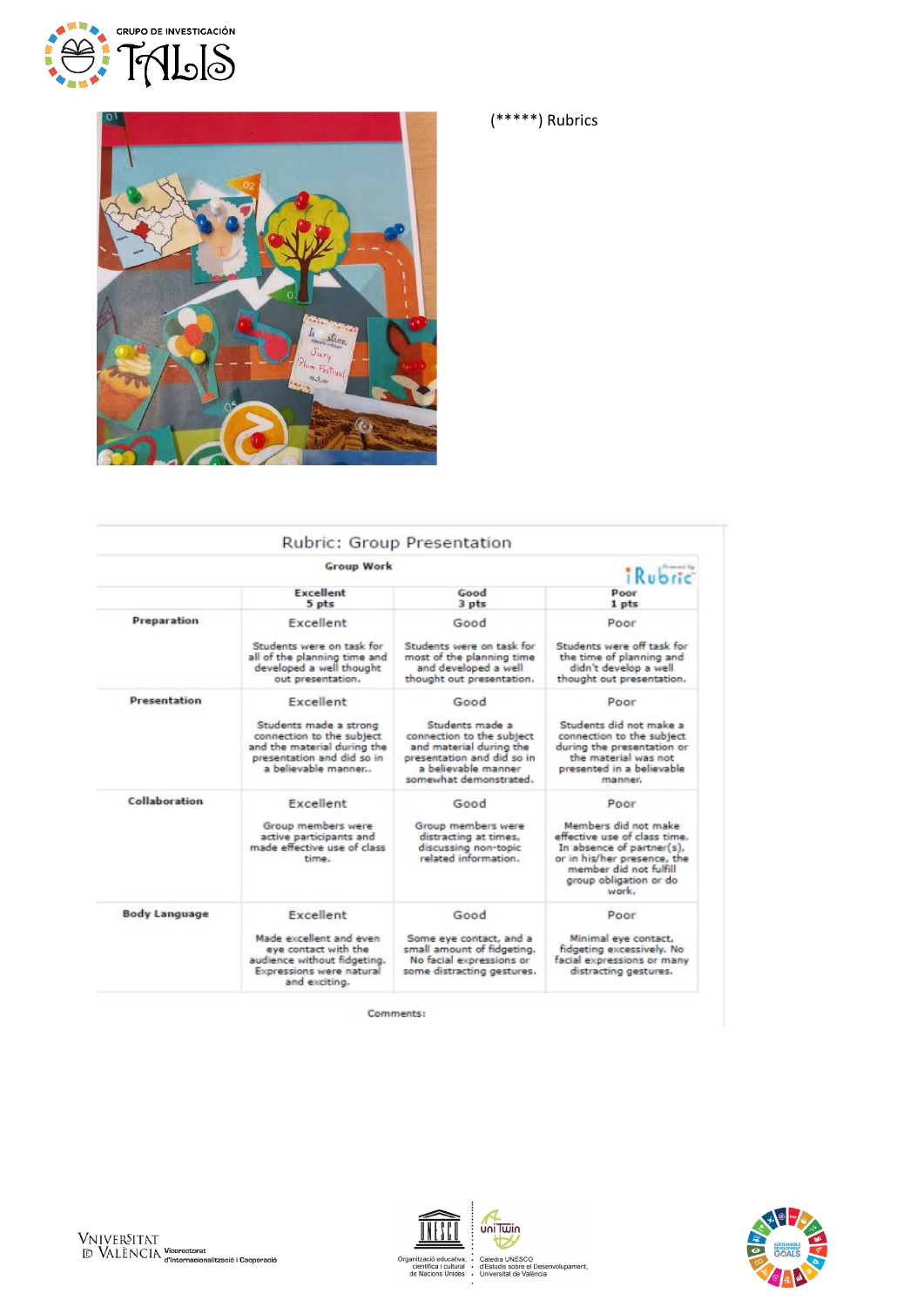(*****) Rubrics

## Rubric: Group Presentation

**Group Work**

| | Excellent 5 pts | Good 3 pts | Poor 1 pts |
|---|---|---|---|
| **Preparation** | Excellent<br><br>Students were on task for all of the planning time and developed a well thought out presentation. | Good<br><br>Students were on task for most of the planning time and developed a well thought out presentation. | Poor<br><br>Students were off task for the time of planning and didn't develop a well thought out presentation. |
| **Presentation** | Excellent<br><br>Students made a strong connection to the subject and the material during the presentation and did so in a believable manner.. | Good<br><br>Students made a connection to the subject and material during the presentation and did so in a believable manner somewhat demonstrated. | Poor<br><br>Students did not make a connection to the subject during the presentation or the material was not presented in a believable manner. |
| **Collaboration** | Excellent<br><br>Group members were active participants and made effective use of class time. | Good<br><br>Group members were distracting at times, discussing non-topic related information. | Poor<br><br>Members did not make effective use of class time. In absence of partner(s), or in his/her presence, the member did not fulfill group obligation or do work. |
| **Body Language** | Excellent<br><br>Made excellent and even eye contact with the audience without fidgeting. Expressions were natural and exciting. | Good<br><br>Some eye contact, and a small amount of fidgeting. No facial expressions or some distracting gestures. | Poor<br><br>Minimal eye contact, fidgeting excessively. No facial expressions or many distracting gestures. |

Comments: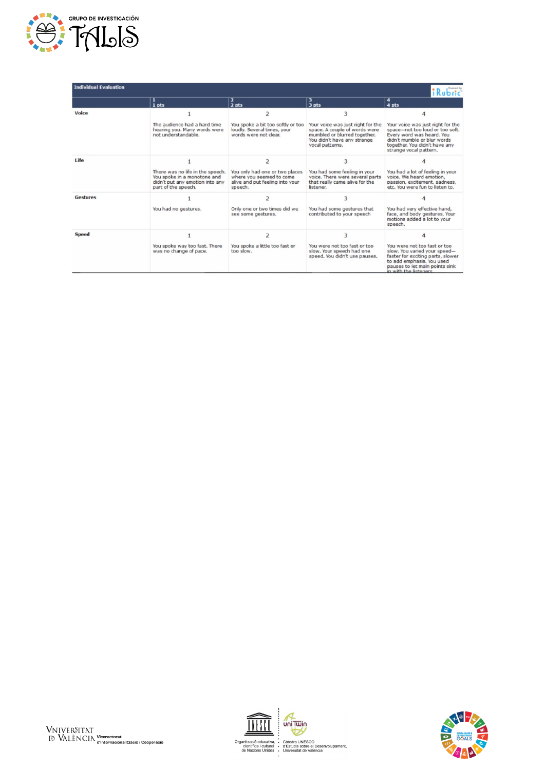| Individual Evaluation | | | | |
|---|---|---|---|---|
| | 1<br>1 pts | 2<br>2 pts | 3<br>3 pts | 4<br>4 pts |
| **Voice** | 1<br>The audience had a hard time hearing you. Many words were not understandable. | 2<br>You spoke a bit too softly or too loudly. Several times, your words were not clear. | 3<br>Your voice was just right for the space. A couple of words were mumbled or blurred together. You didn't have any strange vocal patterns. | 4<br>Your voice was just right for the space—not too loud or too soft. Every word was heard. You didn't mumble or blur words together. You didn't have any strange vocal pattern. |
| **Life** | 1<br>There was no life in the speech. You spoke in a monotone and didn't put any emotion into any part of the speech. | 2<br>You only had one or two places where you seemed to come alive and put feeling into your speech. | 3<br>You had some feeling in your voice. There were several parts that really came alive for the listener. | 4<br>You had a lot of feeling in your voice. We heard emotion, passion, excitement, sadness, etc. You were fun to listen to. |
| **Gestures** | 1<br>You had no gestures. | 2<br>Only one or two times did we see some gestures. | 3<br>You had some gestures that contributed to your speech | 4<br>You had very effective hand, face, and body gestures. Your motions added a lot to your speech. |
| **Speed** | 1<br>You spoke way too fast. There was no change of pace. | 2<br>You spoke a little too fast or too slow. | 3<br>You were not too fast or too slow. Your speech had one speed. You didn't use pauses. | 4<br>You were not too fast or too slow. You varied your speed—faster for exciting parts, slower to add emphasis. You used pauses to let main points sink in with the listeners. |